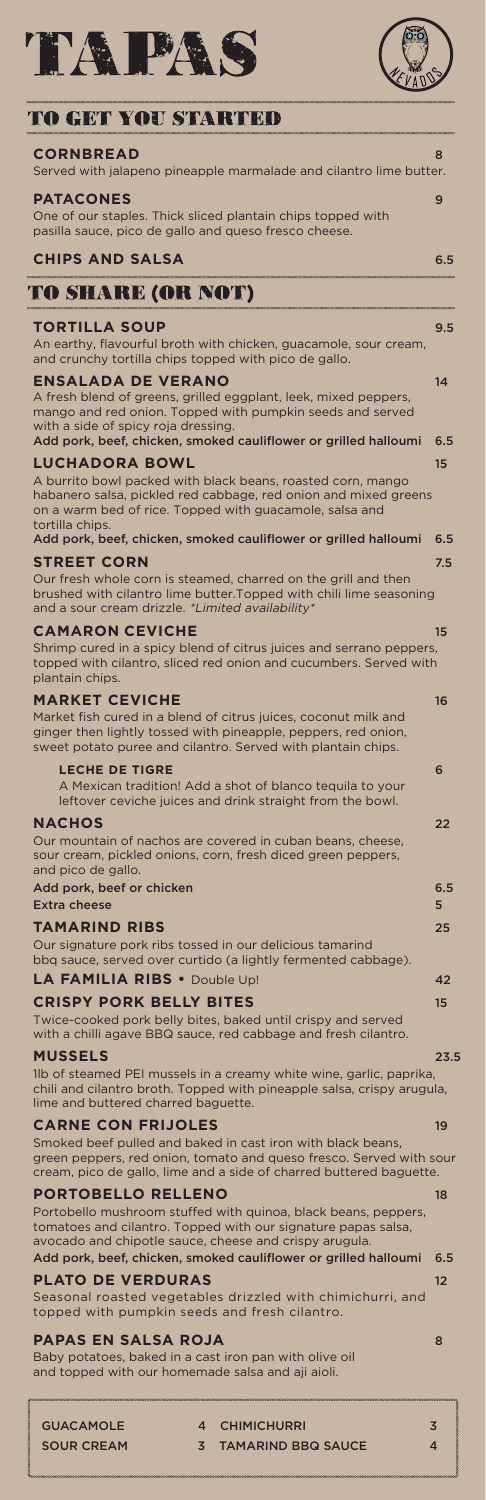# TAPAS

## TO GET YOU STARTED

**CORNBREAD** 8
Served with jalapeno pineapple marmalade and cilantro lime butter.

**PATACONES** 9
One of our staples. Thick sliced plantain chips topped with pasilla sauce, pico de gallo and queso fresco cheese.

**CHIPS AND SALSA** 6.5

## TO SHARE (OR NOT)

**TORTILLA SOUP** 9.5
An earthy, flavourful broth with chicken, guacamole, sour cream, and crunchy tortilla chips topped with pico de gallo.

**ENSALADA DE VERANO** 14
A fresh blend of greens, grilled eggplant, leek, mixed peppers, mango and red onion. Topped with pumpkin seeds and served with a side of spicy roja dressing.
Add pork, beef, chicken, smoked cauliflower or grilled halloumi 6.5

**LUCHADORA BOWL** 15
A burrito bowl packed with black beans, roasted corn, mango habanero salsa, pickled red cabbage, red onion and mixed greens on a warm bed of rice. Topped with guacamole, salsa and tortilla chips.
Add pork, beef, chicken, smoked cauliflower or grilled halloumi 6.5

**STREET CORN** 7.5
Our fresh whole corn is steamed, charred on the grill and then brushed with cilantro lime butter.Topped with chili lime seasoning and a sour cream drizzle. *Limited availability*

**CAMARON CEVICHE** 15
Shrimp cured in a spicy blend of citrus juices and serrano peppers, topped with cilantro, sliced red onion and cucumbers. Served with plantain chips.

**MARKET CEVICHE** 16
Market fish cured in a blend of citrus juices, coconut milk and ginger then lightly tossed with pineapple, peppers, red onion, sweet potato puree and cilantro. Served with plantain chips.

**LECHE DE TIGRE** 6
A Mexican tradition! Add a shot of blanco tequila to your leftover ceviche juices and drink straight from the bowl.

**NACHOS** 22
Our mountain of nachos are covered in cuban beans, cheese, sour cream, pickled onions, corn, fresh diced green peppers, and pico de gallo.
Add pork, beef or chicken 6.5
Extra cheese 5

**TAMARIND RIBS** 25
Our signature pork ribs tossed in our delicious tamarind bbq sauce, served over curtido (a lightly fermented cabbage).

**LA FAMILIA RIBS** • Double Up! 42

**CRISPY PORK BELLY BITES** 15
Twice-cooked pork belly bites, baked until crispy and served with a chilli agave BBQ sauce, red cabbage and fresh cilantro.

**MUSSELS** 23.5
1lb of steamed PEI mussels in a creamy white wine, garlic, paprika, chili and cilantro broth. Topped with pineapple salsa, crispy arugula, lime and buttered charred baguette.

**CARNE CON FRIJOLES** 19
Smoked beef pulled and baked in cast iron with black beans, green peppers, red onion, tomato and queso fresco. Served with sour cream, pico de gallo, lime and a side of charred buttered baguette.

**PORTOBELLO RELLENO** 18
Portobello mushroom stuffed with quinoa, black beans, peppers, tomatoes and cilantro. Topped with our signature papas salsa, avocado and chipotle sauce, cheese and crispy arugula.
Add pork, beef, chicken, smoked cauliflower or grilled halloumi 6.5

**PLATO DE VERDURAS** 12
Seasonal roasted vegetables drizzled with chimichurri, and topped with pumpkin seeds and fresh cilantro.

**PAPAS EN SALSA ROJA** 8
Baby potatoes, baked in a cast iron pan with olive oil and topped with our homemade salsa and aji aioli.

| | | | |
|---|---|---|---|
| GUACAMOLE | 4 | CHIMICHURRI | 3 |
| SOUR CREAM | 3 | TAMARIND BBQ SAUCE | 4 |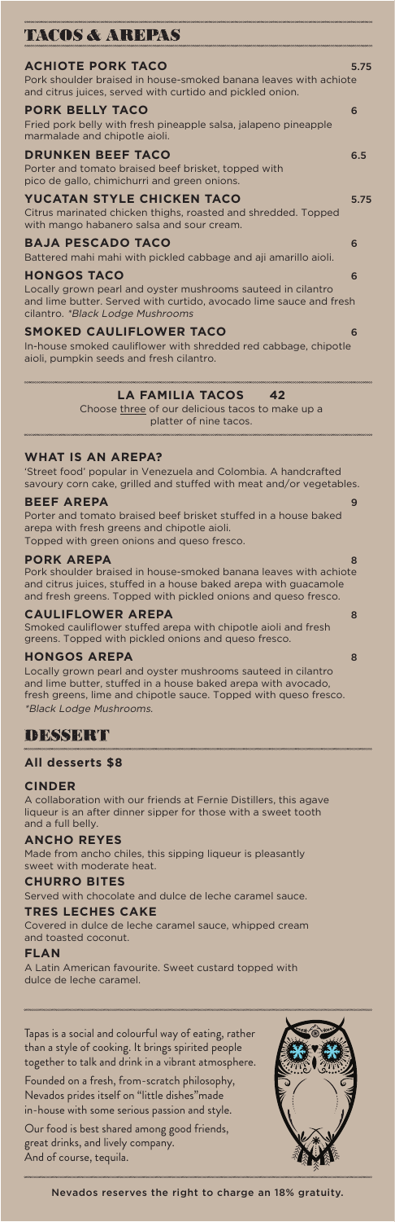# TACOS & AREPAS

### ACHIOTE PORK TACO 5.75

Pork shoulder braised in house-smoked banana leaves with achiote and citrus juices, served with curtido and pickled onion.

### PORK BELLY TACO 6

Fried pork belly with fresh pineapple salsa, jalapeno pineapple marmalade and chipotle aioli.

### DRUNKEN BEEF TACO 6.5

Porter and tomato braised beef brisket, topped with pico de gallo, chimichurri and green onions.

### YUCATAN STYLE CHICKEN TACO 5.75

Citrus marinated chicken thighs, roasted and shredded. Topped with mango habanero salsa and sour cream.

### BAJA PESCADO TACO 6

Battered mahi mahi with pickled cabbage and aji amarillo aioli.

### HONGOS TACO 6

Locally grown pearl and oyster mushrooms sauteed in cilantro and lime butter. Served with curtido, avocado lime sauce and fresh cilantro. *\*Black Lodge Mushrooms*

### SMOKED CAULIFLOWER TACO 6

In-house smoked cauliflower with shredded red cabbage, chipotle aioli, pumpkin seeds and fresh cilantro.

### LA FAMILIA TACOS 42

Choose three of our delicious tacos to make up a platter of nine tacos.

### WHAT IS AN AREPA?

'Street food' popular in Venezuela and Colombia. A handcrafted savoury corn cake, grilled and stuffed with meat and/or vegetables.

### BEEF AREPA 9

Porter and tomato braised beef brisket stuffed in a house baked arepa with fresh greens and chipotle aioli.
Topped with green onions and queso fresco.

### PORK AREPA 8

Pork shoulder braised in house-smoked banana leaves with achiote and citrus juices, stuffed in a house baked arepa with guacamole and fresh greens. Topped with pickled onions and queso fresco.

### CAULIFLOWER AREPA 8

Smoked cauliflower stuffed arepa with chipotle aioli and fresh greens. Topped with pickled onions and queso fresco.

### HONGOS AREPA 8

Locally grown pearl and oyster mushrooms sauteed in cilantro and lime butter, stuffed in a house baked arepa with avocado, fresh greens, lime and chipotle sauce. Topped with queso fresco.
*\*Black Lodge Mushrooms.*

# DESSERT

**All desserts $8**

### CINDER

A collaboration with our friends at Fernie Distillers, this agave liqueur is an after dinner sipper for those with a sweet tooth and a full belly.

### ANCHO REYES

Made from ancho chiles, this sipping liqueur is pleasantly sweet with moderate heat.

### CHURRO BITES

Served with chocolate and dulce de leche caramel sauce.

### TRES LECHES CAKE

Covered in dulce de leche caramel sauce, whipped cream and toasted coconut.

### FLAN

A Latin American favourite. Sweet custard topped with dulce de leche caramel.

Tapas is a social and colourful way of eating, rather than a style of cooking. It brings spirited people together to talk and drink in a vibrant atmosphere.

Founded on a fresh, from-scratch philosophy, Nevados prides itself on "little dishes" made in-house with some serious passion and style.

Our food is best shared among good friends, great drinks, and lively company.
And of course, tequila.

Nevados reserves the right to charge an 18% gratuity.